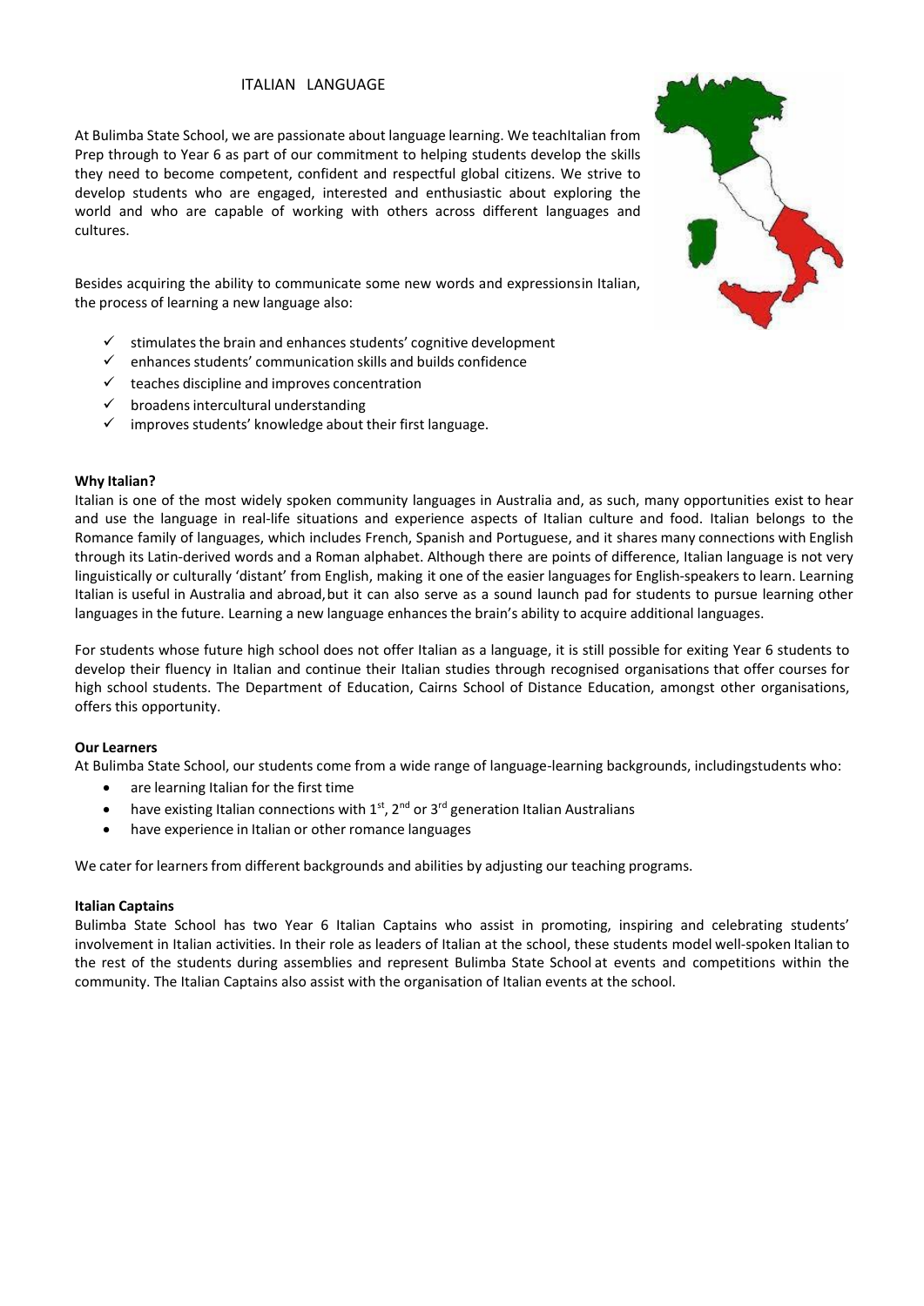# ITALIAN LANGUAGE

At Bulimba State School, we are passionate about language learning. We teachItalian from Prep through to Year 6 as part of our commitment to helping students develop the skills they need to become competent, confident and respectful global citizens. We strive to develop students who are engaged, interested and enthusiastic about exploring the world and who are capable of working with others across different languages and cultures.

Besides acquiring the ability to communicate some new words and expressionsin Italian, the process of learning a new language also:

- ✓ stimulates the brain and enhances students' cognitive development
- ✓ enhances students' communication skills and builds confidence
- ✓ teaches discipline and improves concentration
- ✓ broadens intercultural understanding
- ✓ improves students' knowledge about their first language.

**Why Italian?**

Italian is one of the most widely spoken community languages in Australia and, as such, many opportunities exist to hear and use the language in real-life situations and experience aspects of Italian culture and food. Italian belongs to the Romance family of languages, which includes French, Spanish and Portuguese, and it shares many connections with English through its Latin-derived words and a Roman alphabet. Although there are points of difference, Italian language is not very linguistically or culturally 'distant' from English, making it one of the easier languages for English-speakers to learn. Learning Italian is useful in Australia and abroad, but it can also serve as a sound launch pad for students to pursue learning other languages in the future. Learning a new language enhances the brain's ability to acquire additional languages.

For students whose future high school does not offer Italian as a language, it is still possible for exiting Year 6 students to develop their fluency in Italian and continue their Italian studies through recognised organisations that offer courses for high school students. The Department of Education, Cairns School of Distance Education, amongst other organisations, offers this opportunity.

**Our Learners**

At Bulimba State School, our students come from a wide range of language-learning backgrounds, includingstudents who:

- are learning Italian for the first time
- have existing Italian connections with 1st, 2nd or 3rd generation Italian Australians
- have experience in Italian or other romance languages

We cater for learners from different backgrounds and abilities by adjusting our teaching programs.

**Italian Captains**

Bulimba State School has two Year 6 Italian Captains who assist in promoting, inspiring and celebrating students' involvement in Italian activities. In their role as leaders of Italian at the school, these students model well-spoken Italian to the rest of the students during assemblies and represent Bulimba State School at events and competitions within the community. The Italian Captains also assist with the organisation of Italian events at the school.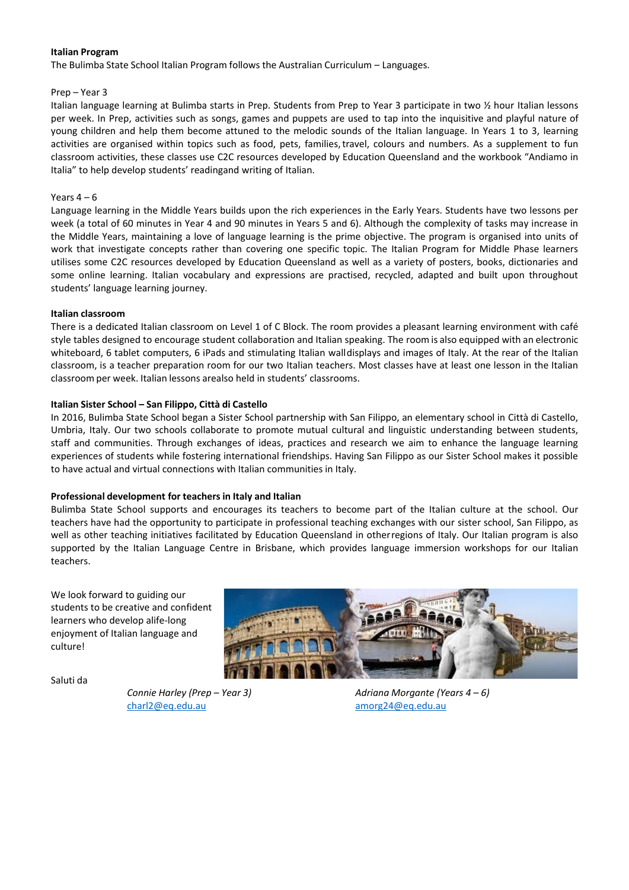**Italian Program**

The Bulimba State School Italian Program follows the Australian Curriculum – Languages.

Prep – Year 3

Italian language learning at Bulimba starts in Prep. Students from Prep to Year 3 participate in two ½ hour Italian lessons per week. In Prep, activities such as songs, games and puppets are used to tap into the inquisitive and playful nature of young children and help them become attuned to the melodic sounds of the Italian language. In Years 1 to 3, learning activities are organised within topics such as food, pets, families, travel, colours and numbers. As a supplement to fun classroom activities, these classes use C2C resources developed by Education Queensland and the workbook "Andiamo in Italia" to help develop students' readingand writing of Italian.

Years 4 – 6

Language learning in the Middle Years builds upon the rich experiences in the Early Years. Students have two lessons per week (a total of 60 minutes in Year 4 and 90 minutes in Years 5 and 6). Although the complexity of tasks may increase in the Middle Years, maintaining a love of language learning is the prime objective. The program is organised into units of work that investigate concepts rather than covering one specific topic. The Italian Program for Middle Phase learners utilises some C2C resources developed by Education Queensland as well as a variety of posters, books, dictionaries and some online learning. Italian vocabulary and expressions are practised, recycled, adapted and built upon throughout students' language learning journey.

**Italian classroom**

There is a dedicated Italian classroom on Level 1 of C Block. The room provides a pleasant learning environment with café style tables designed to encourage student collaboration and Italian speaking. The room is also equipped with an electronic whiteboard, 6 tablet computers, 6 iPads and stimulating Italian walldisplays and images of Italy. At the rear of the Italian classroom, is a teacher preparation room for our two Italian teachers. Most classes have at least one lesson in the Italian classroom per week. Italian lessons arealso held in students' classrooms.

**Italian Sister School – San Filippo, Città di Castello**

In 2016, Bulimba State School began a Sister School partnership with San Filippo, an elementary school in Città di Castello, Umbria, Italy. Our two schools collaborate to promote mutual cultural and linguistic understanding between students, staff and communities. Through exchanges of ideas, practices and research we aim to enhance the language learning experiences of students while fostering international friendships. Having San Filippo as our Sister School makes it possible to have actual and virtual connections with Italian communities in Italy.

**Professional development for teachers in Italy and Italian**

Bulimba State School supports and encourages its teachers to become part of the Italian culture at the school. Our teachers have had the opportunity to participate in professional teaching exchanges with our sister school, San Filippo, as well as other teaching initiatives facilitated by Education Queensland in otherregions of Italy. Our Italian program is also supported by the Italian Language Centre in Brisbane, which provides language immersion workshops for our Italian teachers.

We look forward to guiding our students to be creative and confident learners who develop alife-long enjoyment of Italian language and culture!

Saluti da

*Connie Harley (Prep – Year 3)*
charl2@eq.edu.au

*Adriana Morgante (Years 4 – 6)*
amorg24@eq.edu.au